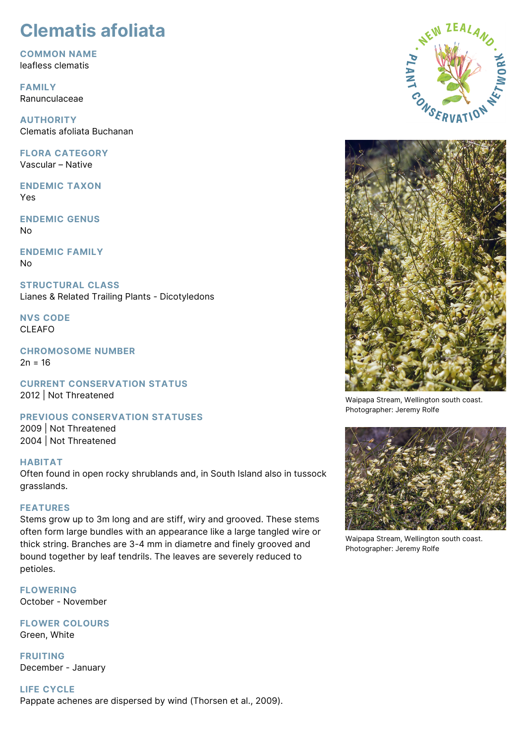# Clematis afoliata

## COMMON NAME
leafless clematis

## FAMILY
Ranunculaceae

## AUTHORITY
Clematis afoliata Buchanan

## FLORA CATEGORY
Vascular – Native

## ENDEMIC TAXON
Yes

## ENDEMIC GENUS
No

## ENDEMIC FAMILY
No

## STRUCTURAL CLASS
Lianes & Related Trailing Plants - Dicotyledons

## NVS CODE
CLEAFO

## CHROMOSOME NUMBER
2n = 16

## CURRENT CONSERVATION STATUS
2012 | Not Threatened

## PREVIOUS CONSERVATION STATUSES
2009 | Not Threatened
2004 | Not Threatened

## HABITAT
Often found in open rocky shrublands and, in South Island also in tussock grasslands.

## FEATURES
Stems grow up to 3m long and are stiff, wiry and grooved. These stems often form large bundles with an appearance like a large tangled wire or thick string. Branches are 3-4 mm in diametre and finely grooved and bound together by leaf tendrils. The leaves are severely reduced to petioles.

## FLOWERING
October - November

## FLOWER COLOURS
Green, White

## FRUITING
December - January

## LIFE CYCLE
Pappate achenes are dispersed by wind (Thorsen et al., 2009).

Waipapa Stream, Wellington south coast.
Photographer: Jeremy Rolfe

Waipapa Stream, Wellington south coast.
Photographer: Jeremy Rolfe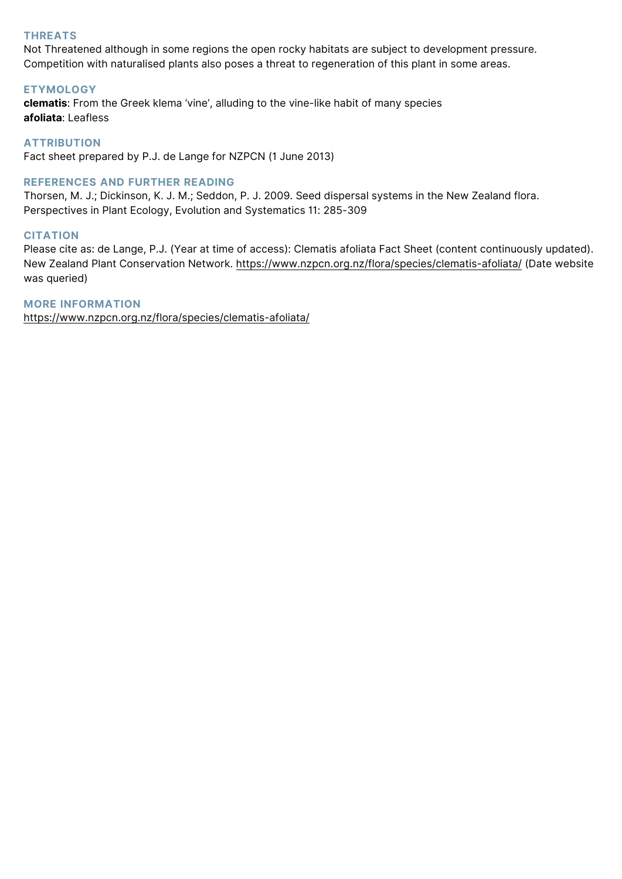## THREATS

Not Threatened although in some regions the open rocky habitats are subject to development pressure. Competition with naturalised plants also poses a threat to regeneration of this plant in some areas.

## ETYMOLOGY

**clematis**: From the Greek klema 'vine', alluding to the vine-like habit of many species
**afoliata**: Leafless

## ATTRIBUTION

Fact sheet prepared by P.J. de Lange for NZPCN (1 June 2013)

## REFERENCES AND FURTHER READING

Thorsen, M. J.; Dickinson, K. J. M.; Seddon, P. J. 2009. Seed dispersal systems in the New Zealand flora. Perspectives in Plant Ecology, Evolution and Systematics 11: 285-309

## CITATION

Please cite as: de Lange, P.J. (Year at time of access): Clematis afoliata Fact Sheet (content continuously updated). New Zealand Plant Conservation Network. https://www.nzpcn.org.nz/flora/species/clematis-afoliata/ (Date website was queried)

## MORE INFORMATION

https://www.nzpcn.org.nz/flora/species/clematis-afoliata/